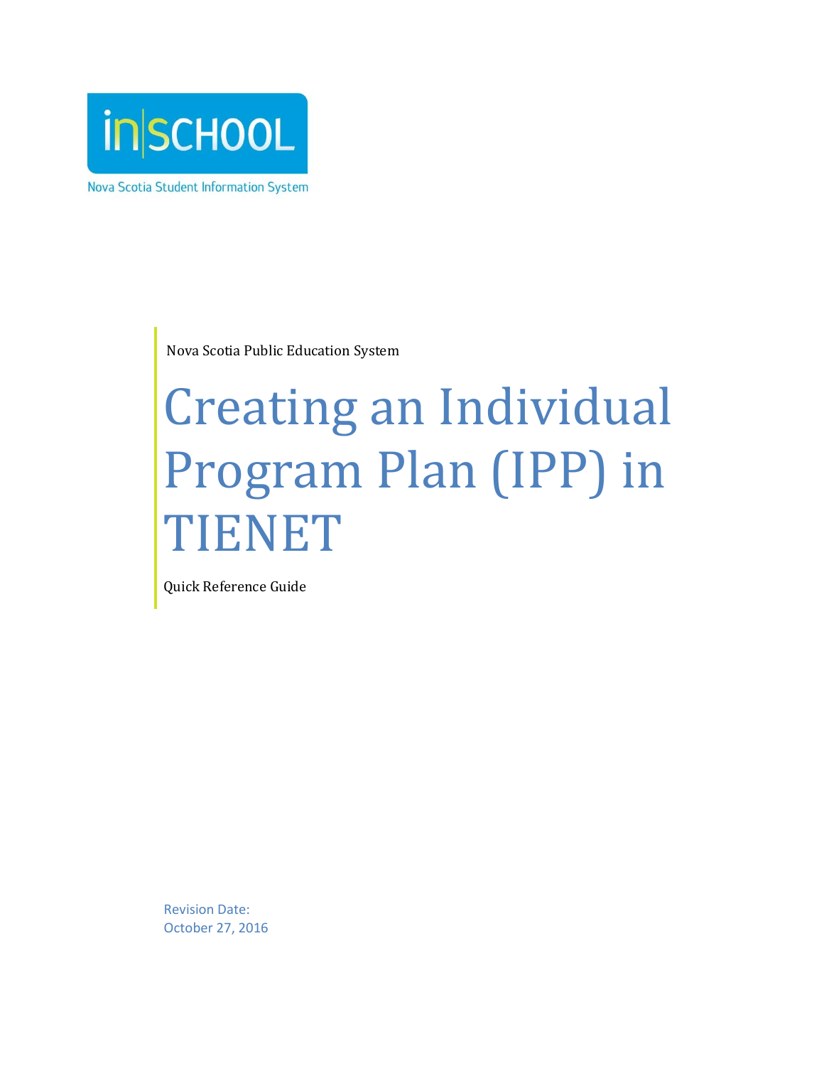in|SCHOOL

Nova Scotia Student Information System

Nova Scotia Public Education System

# Creating an Individual Program Plan (IPP) in TIENET

Quick Reference Guide

Revision Date:
October 27, 2016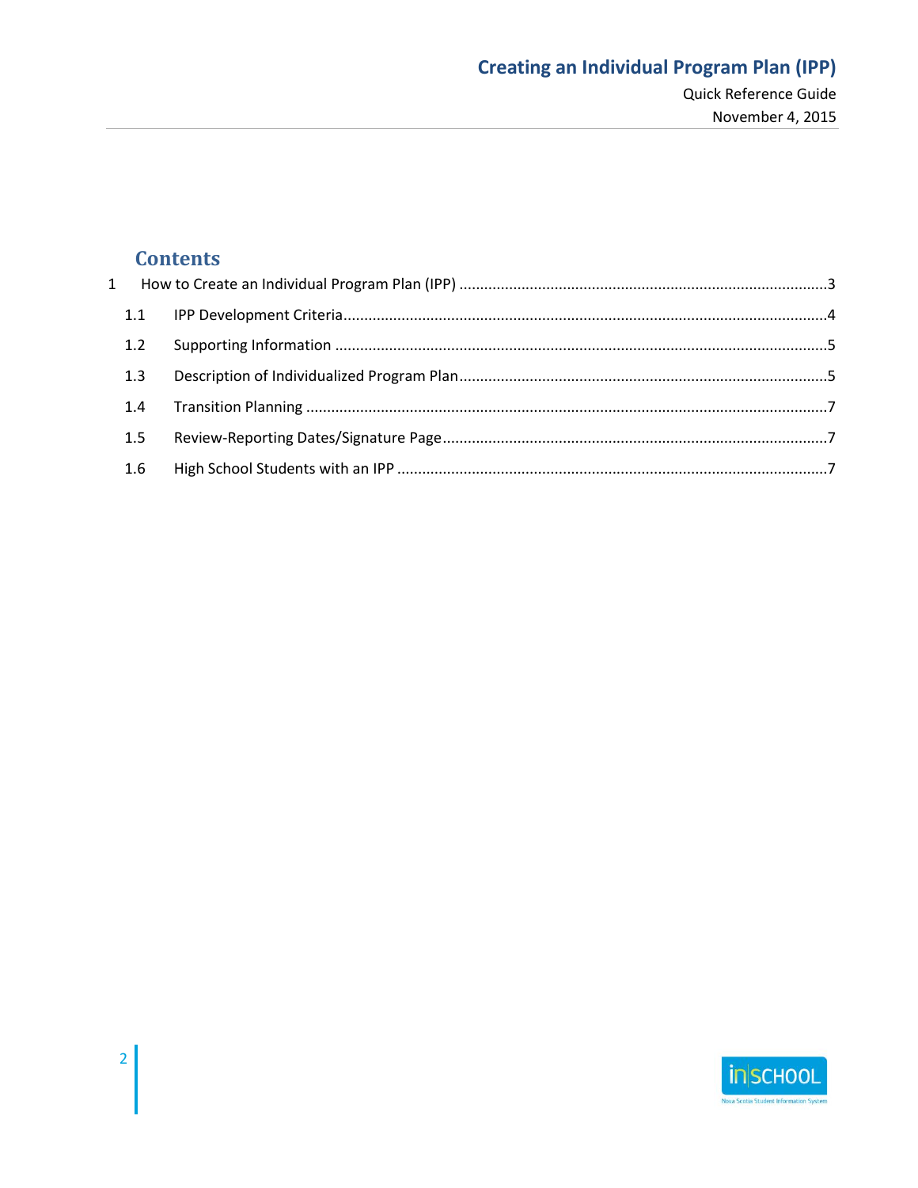## Contents

1 How to Create an Individual Program Plan (IPP) ........................................................................................3

- 1.1 IPP Development Criteria...................................................................................................................4
- 1.2 Supporting Information .....................................................................................................................5
- 1.3 Description of Individualized Program Plan.......................................................................................5
- 1.4 Transition Planning ............................................................................................................................7
- 1.5 Review-Reporting Dates/Signature Page............................................................................................7
- 1.6 High School Students with an IPP ......................................................................................................7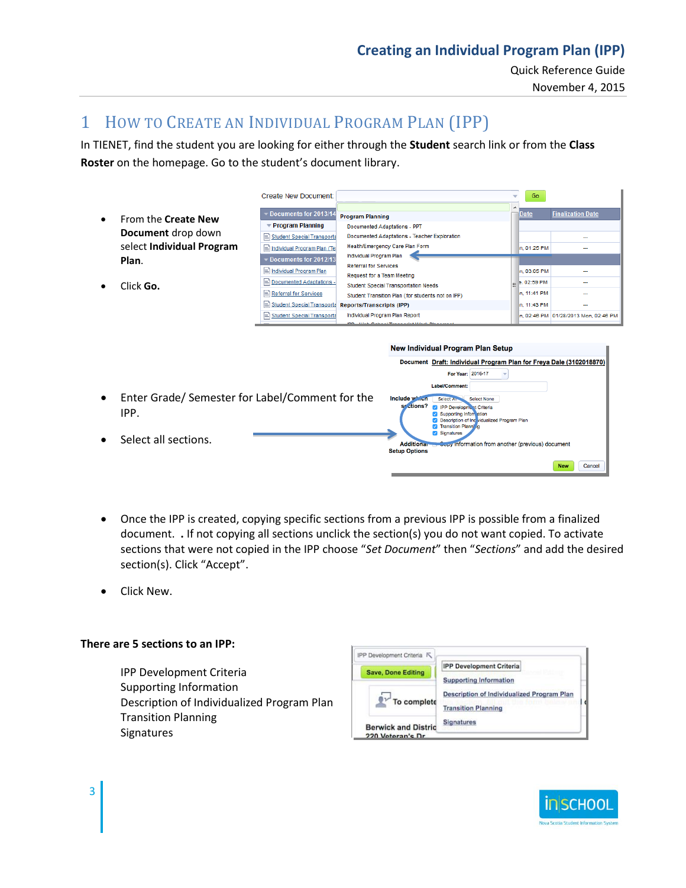# 1 How to Create an Individual Program Plan (IPP)

In TIENET, find the student you are looking for either through the **Student** search link or from the **Class Roster** on the homepage. Go to the student's document library.

- From the **Create New Document** drop down select **Individual Program Plan**.
- Click **Go.**

- Enter Grade/ Semester for Label/Comment for the IPP.
- Select all sections.

- Once the IPP is created, copying specific sections from a previous IPP is possible from a finalized document. . If not copying all sections unclick the section(s) you do not want copied. To activate sections that were not copied in the IPP choose "*Set Document*" then "*Sections*" and add the desired section(s). Click "Accept".
- Click New.

**There are 5 sections to an IPP:**

IPP Development Criteria
Supporting Information
Description of Individualized Program Plan
Transition Planning
Signatures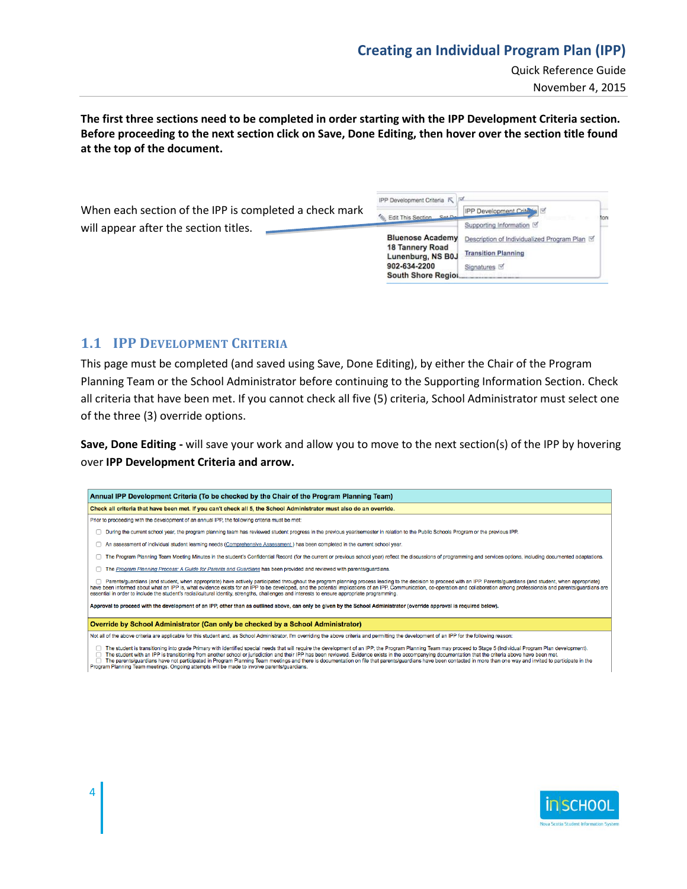**The first three sections need to be completed in order starting with the IPP Development Criteria section. Before proceeding to the next section click on Save, Done Editing, then hover over the section title found at the top of the document.**

When each section of the IPP is completed a check mark will appear after the section titles.

IPP Development Criteria

Edit This Section

IPP Development Criteria

Supporting Information

Description of Individualized Program Plan

Transition Planning

Signatures

Bluenose Academy
18 Tannery Road
Lunenburg, NS B0J
902-634-2200
South Shore Region

## 1.1 IPP Development Criteria

This page must be completed (and saved using Save, Done Editing), by either the Chair of the Program Planning Team or the School Administrator before continuing to the Supporting Information Section. Check all criteria that have been met. If you cannot check all five (5) criteria, School Administrator must select one of the three (3) override options.

**Save, Done Editing -** will save your work and allow you to move to the next section(s) of the IPP by hovering over **IPP Development Criteria and arrow.**

**Annual IPP Development Criteria (To be checked by the Chair of the Program Planning Team)**

**Check all criteria that have been met. If you can't check all 5, the School Administrator must also do an override.**

Prior to proceeding with the development of an annual IPP, the following criteria must be met:

- ☐ During the current school year, the program planning team has reviewed student progress in the previous year/semester in relation to the Public Schools Program or the previous IPP.
- ☐ An assessment of individual student learning needs (Comprehensive Assessment ) has been completed in the current school year.
- ☐ The Program Planning Team Meeting Minutes in the student's Confidential Record (for the current or previous school year) reflect the discussions of programming and services options, including documented adaptations.
- ☐ The *Program Planning Process: A Guide for Parents and Guardians* has been provided and reviewed with parents/guardians.
- ☐ Parents/guardians (and student, when appropriate) have actively participated throughout the program planning process leading to the decision to proceed with an IPP. Parents/guardians (and student, when appropriate) have been informed about what an IPP is, what evidence exists for an IPP to be developed, and the potential implications of an IPP. Communication, co-operation and collaboration among professionals and parents/guardians are essential in order to include the student's racial/cultural identity, strengths, challenges and interests to ensure appropriate programming.

**Approval to proceed with the development of an IPP, other than as outlined above, can only be given by the School Administrator (override approval is required below).**

**Override by School Administrator (Can only be checked by a School Administrator)**

Not all of the above criteria are applicable for this student and, as School Administrator, I'm overriding the above criteria and permitting the development of an IPP for the following reason:

- ☐ The student is transitioning into grade Primary with identified special needs that will require the development of an IPP; the Program Planning Team may proceed to Stage 5 (Individual Program Plan development).
- ☐ The student with an IPP is transitioning from another school or jurisdiction and their IPP has been reviewed. Evidence exists in the accompanying documentation that the criteria above have been met.
- ☐ The parents/guardians have not participated in Program Planning Team meetings and there is documentation on file that parents/guardians have been contacted in more than one way and invited to participate in the Program Planning Team meetings. Ongoing attempts will be made to involve parents/guardians.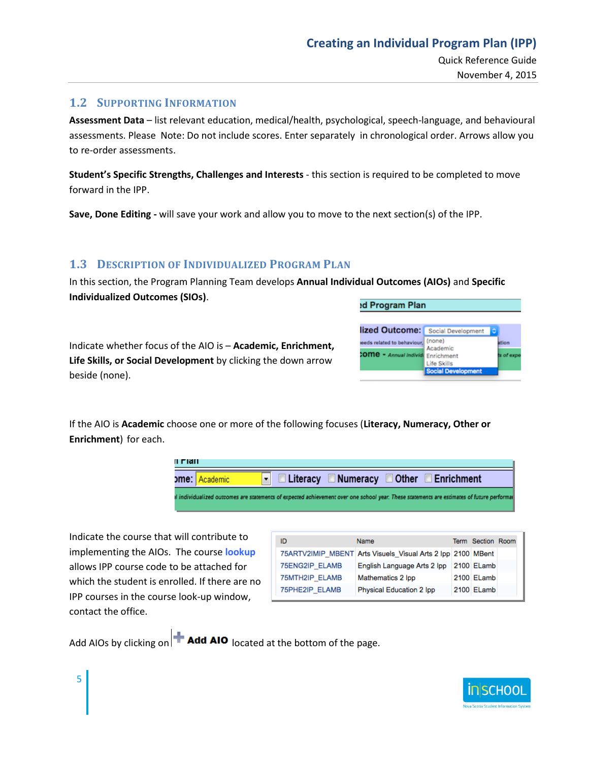## 1.2 Supporting Information

**Assessment Data** – list relevant education, medical/health, psychological, speech-language, and behavioural assessments. Please Note: Do not include scores. Enter separately in chronological order. Arrows allow you to re-order assessments.

**Student's Specific Strengths, Challenges and Interests** - this section is required to be completed to move forward in the IPP.

**Save, Done Editing -** will save your work and allow you to move to the next section(s) of the IPP.

## 1.3 Description of Individualized Program Plan

In this section, the Program Planning Team develops **Annual Individual Outcomes (AIOs)** and **Specific Individualized Outcomes (SIOs)**.

Indicate whether focus of the AIO is – **Academic, Enrichment, Life Skills, or Social Development** by clicking the down arrow beside (none).

If the AIO is **Academic** choose one or more of the following focuses (**Literacy, Numeracy, Other or Enrichment**) for each.

Indicate the course that will contribute to implementing the AIOs. The course **lookup** allows IPP course code to be attached for which the student is enrolled. If there are no IPP courses in the course look-up window, contact the office.

| ID | Name | Term | Section | Room |
|---|---|---|---|---|
| 75ARTV2IMIP_MBENT | Arts Visuels_Visual Arts 2 Ipp | 2100 | MBent | |
| 75ENG2IP_ELAMB | English Language Arts 2 Ipp | 2100 | ELamb | |
| 75MTH2IP_ELAMB | Mathematics 2 Ipp | 2100 | ELamb | |
| 75PHE2IP_ELAMB | Physical Education 2 Ipp | 2100 | ELamb | |

Add AIOs by clicking on **Add AIO** located at the bottom of the page.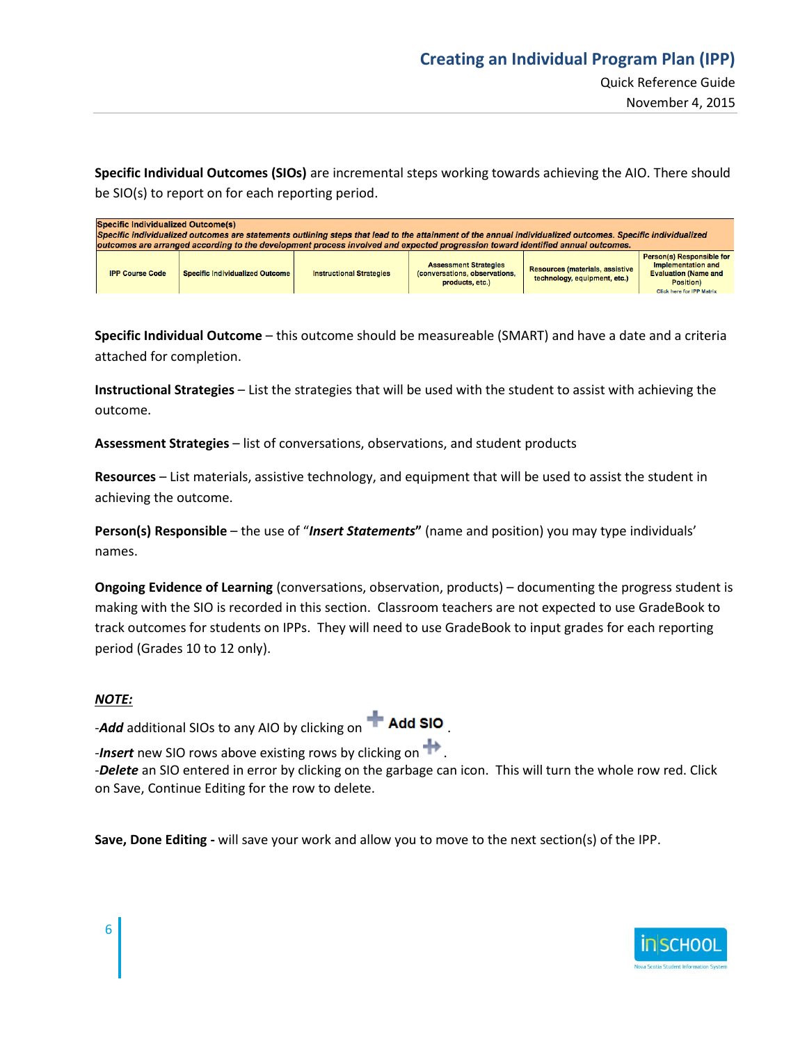**Specific Individual Outcomes (SIOs)** are incremental steps working towards achieving the AIO. There should be SIO(s) to report on for each reporting period.

| Specific Individualized Outcome(s) *Specific individualized outcomes are statements outlining steps that lead to the attainment of the annual individualized outcomes. Specific individualized outcomes are arranged according to the development process involved and expected progression toward identified annual outcomes.* | | | | | |
|---|---|---|---|---|---|
| IPP Course Code | Specific Individualized Outcome | Instructional Strategies | Assessment Strategies (conversations, observations, products, etc.) | Resources (materials, assistive technology, equipment, etc.) | Person(s) Responsible for Implementation and Evaluation (Name and Position) Click here for IPP Matrix |

**Specific Individual Outcome** – this outcome should be measureable (SMART) and have a date and a criteria attached for completion.

**Instructional Strategies** – List the strategies that will be used with the student to assist with achieving the outcome.

**Assessment Strategies** – list of conversations, observations, and student products

**Resources** – List materials, assistive technology, and equipment that will be used to assist the student in achieving the outcome.

**Person(s) Responsible** – the use of "***Insert Statements***" (name and position) you may type individuals' names.

**Ongoing Evidence of Learning** (conversations, observation, products) – documenting the progress student is making with the SIO is recorded in this section. Classroom teachers are not expected to use GradeBook to track outcomes for students on IPPs. They will need to use GradeBook to input grades for each reporting period (Grades 10 to 12 only).

***NOTE:***

-***Add*** additional SIOs to any AIO by clicking on **Add SIO**.

-***Insert*** new SIO rows above existing rows by clicking on .

-***Delete*** an SIO entered in error by clicking on the garbage can icon. This will turn the whole row red. Click on Save, Continue Editing for the row to delete.

**Save, Done Editing -** will save your work and allow you to move to the next section(s) of the IPP.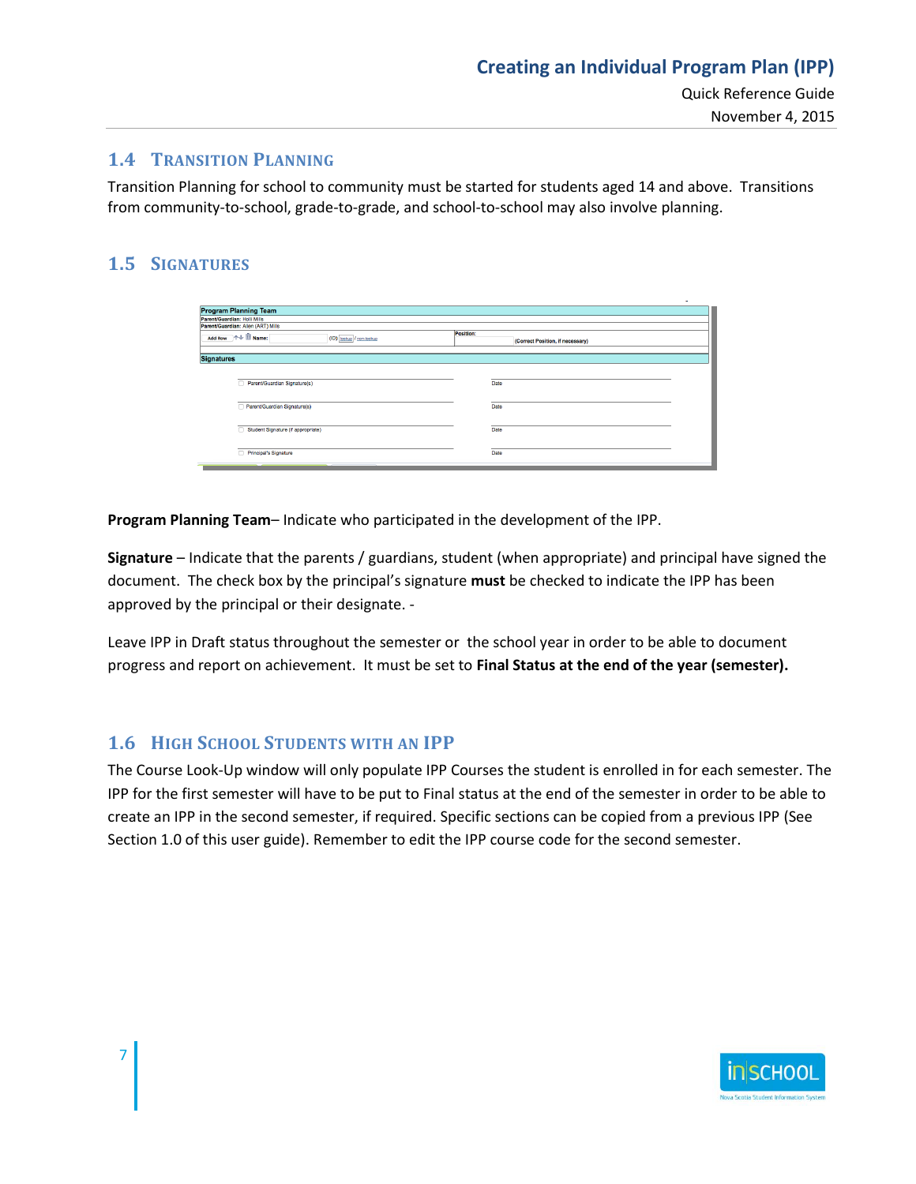## 1.4 Transition Planning

Transition Planning for school to community must be started for students aged 14 and above. Transitions from community-to-school, grade-to-grade, and school-to-school may also involve planning.

## 1.5 Signatures

**Program Planning Team**– Indicate who participated in the development of the IPP.

**Signature** – Indicate that the parents / guardians, student (when appropriate) and principal have signed the document. The check box by the principal's signature **must** be checked to indicate the IPP has been approved by the principal or their designate. -

Leave IPP in Draft status throughout the semester or the school year in order to be able to document progress and report on achievement. It must be set to **Final Status at the end of the year (semester).**

## 1.6 High School Students with an IPP

The Course Look-Up window will only populate IPP Courses the student is enrolled in for each semester. The IPP for the first semester will have to be put to Final status at the end of the semester in order to be able to create an IPP in the second semester, if required. Specific sections can be copied from a previous IPP (See Section 1.0 of this user guide). Remember to edit the IPP course code for the second semester.